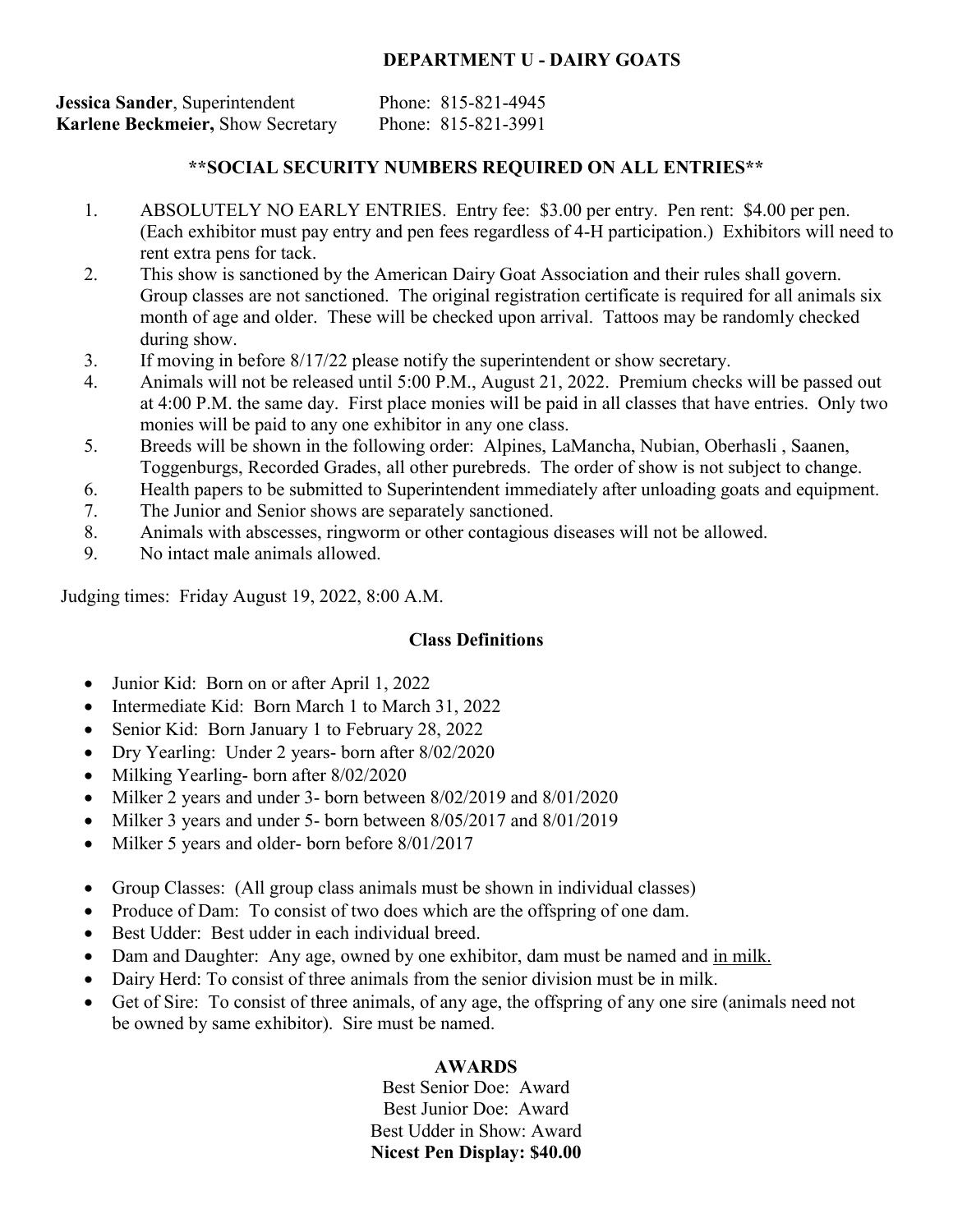## DEPARTMENT U - DAIRY GOATS

**Jessica Sander**, Superintendent Phone: 815-821-4945
**Karlene Beckmeier,** Show Secretary Phone: 815-821-3991

**\*\*SOCIAL SECURITY NUMBERS REQUIRED ON ALL ENTRIES\*\***

1. ABSOLUTELY NO EARLY ENTRIES. Entry fee: $3.00 per entry. Pen rent: $4.00 per pen. (Each exhibitor must pay entry and pen fees regardless of 4-H participation.) Exhibitors will need to rent extra pens for tack.
2. This show is sanctioned by the American Dairy Goat Association and their rules shall govern. Group classes are not sanctioned. The original registration certificate is required for all animals six month of age and older. These will be checked upon arrival. Tattoos may be randomly checked during show.
3. If moving in before 8/17/22 please notify the superintendent or show secretary.
4. Animals will not be released until 5:00 P.M., August 21, 2022. Premium checks will be passed out at 4:00 P.M. the same day. First place monies will be paid in all classes that have entries. Only two monies will be paid to any one exhibitor in any one class.
5. Breeds will be shown in the following order: Alpines, LaMancha, Nubian, Oberhasli , Saanen, Toggenburgs, Recorded Grades, all other purebreds. The order of show is not subject to change.
6. Health papers to be submitted to Superintendent immediately after unloading goats and equipment.
7. The Junior and Senior shows are separately sanctioned.
8. Animals with abscesses, ringworm or other contagious diseases will not be allowed.
9. No intact male animals allowed.

Judging times: Friday August 19, 2022, 8:00 A.M.

### Class Definitions

- Junior Kid: Born on or after April 1, 2022
- Intermediate Kid: Born March 1 to March 31, 2022
- Senior Kid: Born January 1 to February 28, 2022
- Dry Yearling: Under 2 years- born after 8/02/2020
- Milking Yearling- born after 8/02/2020
- Milker 2 years and under 3- born between 8/02/2019 and 8/01/2020
- Milker 3 years and under 5- born between 8/05/2017 and 8/01/2019
- Milker 5 years and older- born before 8/01/2017

- Group Classes: (All group class animals must be shown in individual classes)
- Produce of Dam: To consist of two does which are the offspring of one dam.
- Best Udder: Best udder in each individual breed.
- Dam and Daughter: Any age, owned by one exhibitor, dam must be named and in milk.
- Dairy Herd: To consist of three animals from the senior division must be in milk.
- Get of Sire: To consist of three animals, of any age, the offspring of any one sire (animals need not be owned by same exhibitor). Sire must be named.

### AWARDS

Best Senior Doe: Award
Best Junior Doe: Award
Best Udder in Show: Award
**Nicest Pen Display: $40.00**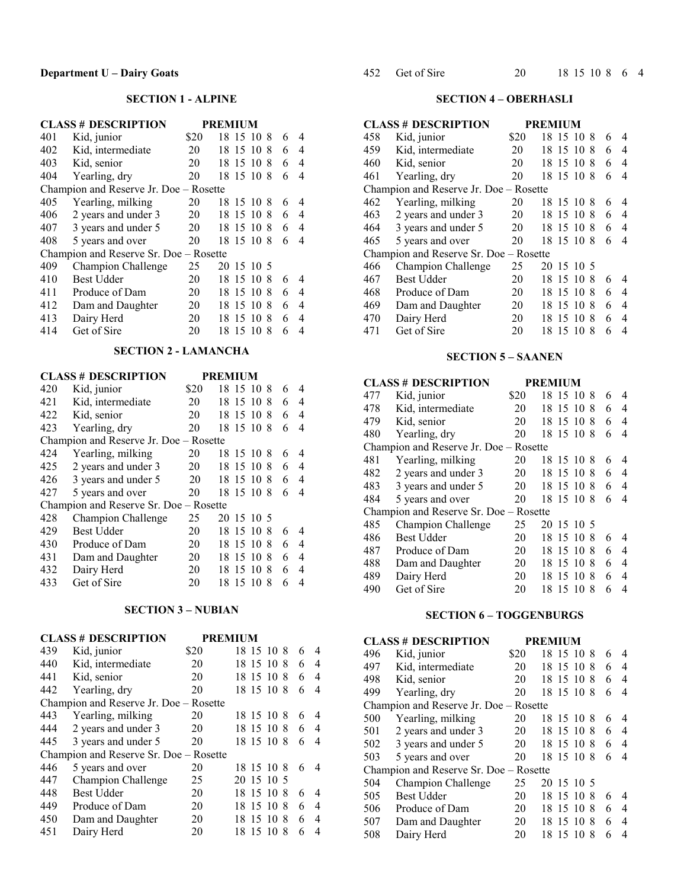**Department U – Dairy Goats**

## SECTION 1 - ALPINE

| CLASS # | DESCRIPTION | PREMIUM | | | | | | |
|---|---|---|---|---|---|---|---|---|
| 401 | Kid, junior | $20 | 18 | 15 | 10 | 8 | 6 | 4 |
| 402 | Kid, intermediate | 20 | 18 | 15 | 10 | 8 | 6 | 4 |
| 403 | Kid, senior | 20 | 18 | 15 | 10 | 8 | 6 | 4 |
| 404 | Yearling, dry | 20 | 18 | 15 | 10 | 8 | 6 | 4 |
| Champion and Reserve Jr. Doe – Rosette | | | | | | | | |
| 405 | Yearling, milking | 20 | 18 | 15 | 10 | 8 | 6 | 4 |
| 406 | 2 years and under 3 | 20 | 18 | 15 | 10 | 8 | 6 | 4 |
| 407 | 3 years and under 5 | 20 | 18 | 15 | 10 | 8 | 6 | 4 |
| 408 | 5 years and over | 20 | 18 | 15 | 10 | 8 | 6 | 4 |
| Champion and Reserve Sr. Doe – Rosette | | | | | | | | |
| 409 | Champion Challenge | 25 | 20 | 15 | 10 | 5 | | |
| 410 | Best Udder | 20 | 18 | 15 | 10 | 8 | 6 | 4 |
| 411 | Produce of Dam | 20 | 18 | 15 | 10 | 8 | 6 | 4 |
| 412 | Dam and Daughter | 20 | 18 | 15 | 10 | 8 | 6 | 4 |
| 413 | Dairy Herd | 20 | 18 | 15 | 10 | 8 | 6 | 4 |
| 414 | Get of Sire | 20 | 18 | 15 | 10 | 8 | 6 | 4 |

## SECTION 2 - LAMANCHA

| CLASS # | DESCRIPTION | PREMIUM | | | | | | |
|---|---|---|---|---|---|---|---|---|
| 420 | Kid, junior | $20 | 18 | 15 | 10 | 8 | 6 | 4 |
| 421 | Kid, intermediate | 20 | 18 | 15 | 10 | 8 | 6 | 4 |
| 422 | Kid, senior | 20 | 18 | 15 | 10 | 8 | 6 | 4 |
| 423 | Yearling, dry | 20 | 18 | 15 | 10 | 8 | 6 | 4 |
| Champion and Reserve Jr. Doe – Rosette | | | | | | | | |
| 424 | Yearling, milking | 20 | 18 | 15 | 10 | 8 | 6 | 4 |
| 425 | 2 years and under 3 | 20 | 18 | 15 | 10 | 8 | 6 | 4 |
| 426 | 3 years and under 5 | 20 | 18 | 15 | 10 | 8 | 6 | 4 |
| 427 | 5 years and over | 20 | 18 | 15 | 10 | 8 | 6 | 4 |
| Champion and Reserve Sr. Doe – Rosette | | | | | | | | |
| 428 | Champion Challenge | 25 | 20 | 15 | 10 | 5 | | |
| 429 | Best Udder | 20 | 18 | 15 | 10 | 8 | 6 | 4 |
| 430 | Produce of Dam | 20 | 18 | 15 | 10 | 8 | 6 | 4 |
| 431 | Dam and Daughter | 20 | 18 | 15 | 10 | 8 | 6 | 4 |
| 432 | Dairy Herd | 20 | 18 | 15 | 10 | 8 | 6 | 4 |
| 433 | Get of Sire | 20 | 18 | 15 | 10 | 8 | 6 | 4 |

## SECTION 3 – NUBIAN

| CLASS # | DESCRIPTION | PREMIUM | | | | | | |
|---|---|---|---|---|---|---|---|---|
| 439 | Kid, junior | $20 | 18 | 15 | 10 | 8 | 6 | 4 |
| 440 | Kid, intermediate | 20 | 18 | 15 | 10 | 8 | 6 | 4 |
| 441 | Kid, senior | 20 | 18 | 15 | 10 | 8 | 6 | 4 |
| 442 | Yearling, dry | 20 | 18 | 15 | 10 | 8 | 6 | 4 |
| Champion and Reserve Jr. Doe – Rosette | | | | | | | | |
| 443 | Yearling, milking | 20 | 18 | 15 | 10 | 8 | 6 | 4 |
| 444 | 2 years and under 3 | 20 | 18 | 15 | 10 | 8 | 6 | 4 |
| 445 | 3 years and under 5 | 20 | 18 | 15 | 10 | 8 | 6 | 4 |
| Champion and Reserve Sr. Doe – Rosette | | | | | | | | |
| 446 | 5 years and over | 20 | 18 | 15 | 10 | 8 | 6 | 4 |
| 447 | Champion Challenge | 25 | 20 | 15 | 10 | 5 | | |
| 448 | Best Udder | 20 | 18 | 15 | 10 | 8 | 6 | 4 |
| 449 | Produce of Dam | 20 | 18 | 15 | 10 | 8 | 6 | 4 |
| 450 | Dam and Daughter | 20 | 18 | 15 | 10 | 8 | 6 | 4 |
| 451 | Dairy Herd | 20 | 18 | 15 | 10 | 8 | 6 | 4 |
| 452 | Get of Sire | 20 | 18 | 15 | 10 | 8 | 6 | 4 |

## SECTION 4 – OBERHASLI

| CLASS # | DESCRIPTION | PREMIUM | | | | | | |
|---|---|---|---|---|---|---|---|---|
| 458 | Kid, junior | $20 | 18 | 15 | 10 | 8 | 6 | 4 |
| 459 | Kid, intermediate | 20 | 18 | 15 | 10 | 8 | 6 | 4 |
| 460 | Kid, senior | 20 | 18 | 15 | 10 | 8 | 6 | 4 |
| 461 | Yearling, dry | 20 | 18 | 15 | 10 | 8 | 6 | 4 |
| Champion and Reserve Jr. Doe – Rosette | | | | | | | | |
| 462 | Yearling, milking | 20 | 18 | 15 | 10 | 8 | 6 | 4 |
| 463 | 2 years and under 3 | 20 | 18 | 15 | 10 | 8 | 6 | 4 |
| 464 | 3 years and under 5 | 20 | 18 | 15 | 10 | 8 | 6 | 4 |
| 465 | 5 years and over | 20 | 18 | 15 | 10 | 8 | 6 | 4 |
| Champion and Reserve Sr. Doe – Rosette | | | | | | | | |
| 466 | Champion Challenge | 25 | 20 | 15 | 10 | 5 | | |
| 467 | Best Udder | 20 | 18 | 15 | 10 | 8 | 6 | 4 |
| 468 | Produce of Dam | 20 | 18 | 15 | 10 | 8 | 6 | 4 |
| 469 | Dam and Daughter | 20 | 18 | 15 | 10 | 8 | 6 | 4 |
| 470 | Dairy Herd | 20 | 18 | 15 | 10 | 8 | 6 | 4 |
| 471 | Get of Sire | 20 | 18 | 15 | 10 | 8 | 6 | 4 |

## SECTION 5 – SAANEN

| CLASS # | DESCRIPTION | PREMIUM | | | | | | |
|---|---|---|---|---|---|---|---|---|
| 477 | Kid, junior | $20 | 18 | 15 | 10 | 8 | 6 | 4 |
| 478 | Kid, intermediate | 20 | 18 | 15 | 10 | 8 | 6 | 4 |
| 479 | Kid, senior | 20 | 18 | 15 | 10 | 8 | 6 | 4 |
| 480 | Yearling, dry | 20 | 18 | 15 | 10 | 8 | 6 | 4 |
| Champion and Reserve Jr. Doe – Rosette | | | | | | | | |
| 481 | Yearling, milking | 20 | 18 | 15 | 10 | 8 | 6 | 4 |
| 482 | 2 years and under 3 | 20 | 18 | 15 | 10 | 8 | 6 | 4 |
| 483 | 3 years and under 5 | 20 | 18 | 15 | 10 | 8 | 6 | 4 |
| 484 | 5 years and over | 20 | 18 | 15 | 10 | 8 | 6 | 4 |
| Champion and Reserve Sr. Doe – Rosette | | | | | | | | |
| 485 | Champion Challenge | 25 | 20 | 15 | 10 | 5 | | |
| 486 | Best Udder | 20 | 18 | 15 | 10 | 8 | 6 | 4 |
| 487 | Produce of Dam | 20 | 18 | 15 | 10 | 8 | 6 | 4 |
| 488 | Dam and Daughter | 20 | 18 | 15 | 10 | 8 | 6 | 4 |
| 489 | Dairy Herd | 20 | 18 | 15 | 10 | 8 | 6 | 4 |
| 490 | Get of Sire | 20 | 18 | 15 | 10 | 8 | 6 | 4 |

## SECTION 6 – TOGGENBURGS

| CLASS # | DESCRIPTION | PREMIUM | | | | | | |
|---|---|---|---|---|---|---|---|---|
| 496 | Kid, junior | $20 | 18 | 15 | 10 | 8 | 6 | 4 |
| 497 | Kid, intermediate | 20 | 18 | 15 | 10 | 8 | 6 | 4 |
| 498 | Kid, senior | 20 | 18 | 15 | 10 | 8 | 6 | 4 |
| 499 | Yearling, dry | 20 | 18 | 15 | 10 | 8 | 6 | 4 |
| Champion and Reserve Jr. Doe – Rosette | | | | | | | | |
| 500 | Yearling, milking | 20 | 18 | 15 | 10 | 8 | 6 | 4 |
| 501 | 2 years and under 3 | 20 | 18 | 15 | 10 | 8 | 6 | 4 |
| 502 | 3 years and under 5 | 20 | 18 | 15 | 10 | 8 | 6 | 4 |
| 503 | 5 years and over | 20 | 18 | 15 | 10 | 8 | 6 | 4 |
| Champion and Reserve Sr. Doe – Rosette | | | | | | | | |
| 504 | Champion Challenge | 25 | 20 | 15 | 10 | 5 | | |
| 505 | Best Udder | 20 | 18 | 15 | 10 | 8 | 6 | 4 |
| 506 | Produce of Dam | 20 | 18 | 15 | 10 | 8 | 6 | 4 |
| 507 | Dam and Daughter | 20 | 18 | 15 | 10 | 8 | 6 | 4 |
| 508 | Dairy Herd | 20 | 18 | 15 | 10 | 8 | 6 | 4 |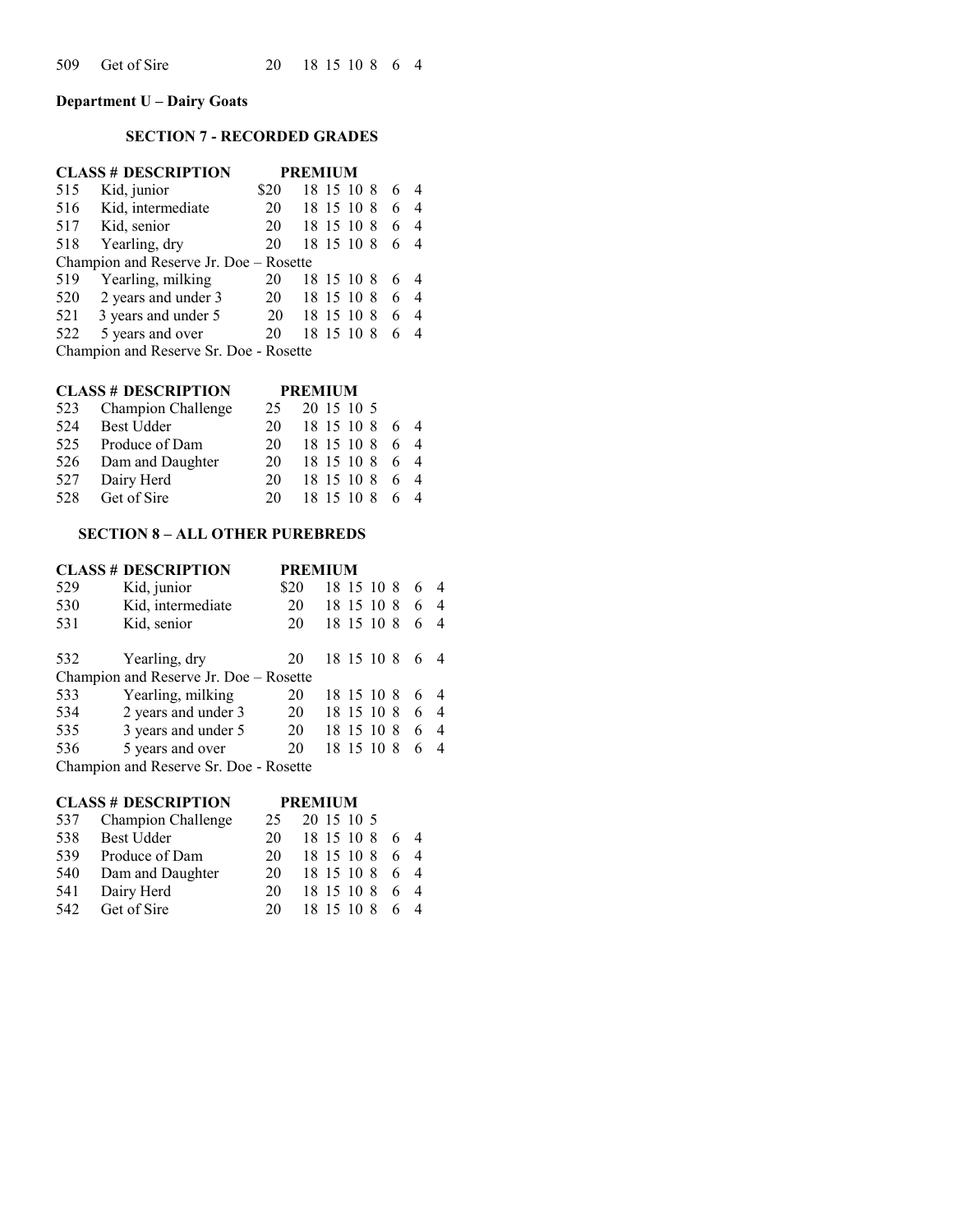| 509 | Get of Sire | 20 | 18 | 15 | 10 | 8 | 6 | 4 |
|---|---|---|---|---|---|---|---|---|

**Department U – Dairy Goats**

### SECTION 7 - RECORDED GRADES

| CLASS # | DESCRIPTION | PREMIUM | | | | | | |
|---|---|---|---|---|---|---|---|---|
| 515 | Kid, junior | $20 | 18 | 15 | 10 | 8 | 6 | 4 |
| 516 | Kid, intermediate | 20 | 18 | 15 | 10 | 8 | 6 | 4 |
| 517 | Kid, senior | 20 | 18 | 15 | 10 | 8 | 6 | 4 |
| 518 | Yearling, dry | 20 | 18 | 15 | 10 | 8 | 6 | 4 |
| Champion and Reserve Jr. Doe – Rosette | | | | | | | | |
| 519 | Yearling, milking | 20 | 18 | 15 | 10 | 8 | 6 | 4 |
| 520 | 2 years and under 3 | 20 | 18 | 15 | 10 | 8 | 6 | 4 |
| 521 | 3 years and under 5 | 20 | 18 | 15 | 10 | 8 | 6 | 4 |
| 522 | 5 years and over | 20 | 18 | 15 | 10 | 8 | 6 | 4 |
| Champion and Reserve Sr. Doe - Rosette | | | | | | | | |

| CLASS # | DESCRIPTION | PREMIUM | | | | | | |
|---|---|---|---|---|---|---|---|---|
| 523 | Champion Challenge | 25 | 20 | 15 | 10 | 5 | | |
| 524 | Best Udder | 20 | 18 | 15 | 10 | 8 | 6 | 4 |
| 525 | Produce of Dam | 20 | 18 | 15 | 10 | 8 | 6 | 4 |
| 526 | Dam and Daughter | 20 | 18 | 15 | 10 | 8 | 6 | 4 |
| 527 | Dairy Herd | 20 | 18 | 15 | 10 | 8 | 6 | 4 |
| 528 | Get of Sire | 20 | 18 | 15 | 10 | 8 | 6 | 4 |

### SECTION 8 – ALL OTHER PUREBREDS

| CLASS # | DESCRIPTION | PREMIUM | | | | | | |
|---|---|---|---|---|---|---|---|---|
| 529 | Kid, junior | $20 | 18 | 15 | 10 | 8 | 6 | 4 |
| 530 | Kid, intermediate | 20 | 18 | 15 | 10 | 8 | 6 | 4 |
| 531 | Kid, senior | 20 | 18 | 15 | 10 | 8 | 6 | 4 |
| 532 | Yearling, dry | 20 | 18 | 15 | 10 | 8 | 6 | 4 |
| Champion and Reserve Jr. Doe – Rosette | | | | | | | | |
| 533 | Yearling, milking | 20 | 18 | 15 | 10 | 8 | 6 | 4 |
| 534 | 2 years and under 3 | 20 | 18 | 15 | 10 | 8 | 6 | 4 |
| 535 | 3 years and under 5 | 20 | 18 | 15 | 10 | 8 | 6 | 4 |
| 536 | 5 years and over | 20 | 18 | 15 | 10 | 8 | 6 | 4 |
| Champion and Reserve Sr. Doe - Rosette | | | | | | | | |

| CLASS # | DESCRIPTION | PREMIUM | | | | | | |
|---|---|---|---|---|---|---|---|---|
| 537 | Champion Challenge | 25 | 20 | 15 | 10 | 5 | | |
| 538 | Best Udder | 20 | 18 | 15 | 10 | 8 | 6 | 4 |
| 539 | Produce of Dam | 20 | 18 | 15 | 10 | 8 | 6 | 4 |
| 540 | Dam and Daughter | 20 | 18 | 15 | 10 | 8 | 6 | 4 |
| 541 | Dairy Herd | 20 | 18 | 15 | 10 | 8 | 6 | 4 |
| 542 | Get of Sire | 20 | 18 | 15 | 10 | 8 | 6 | 4 |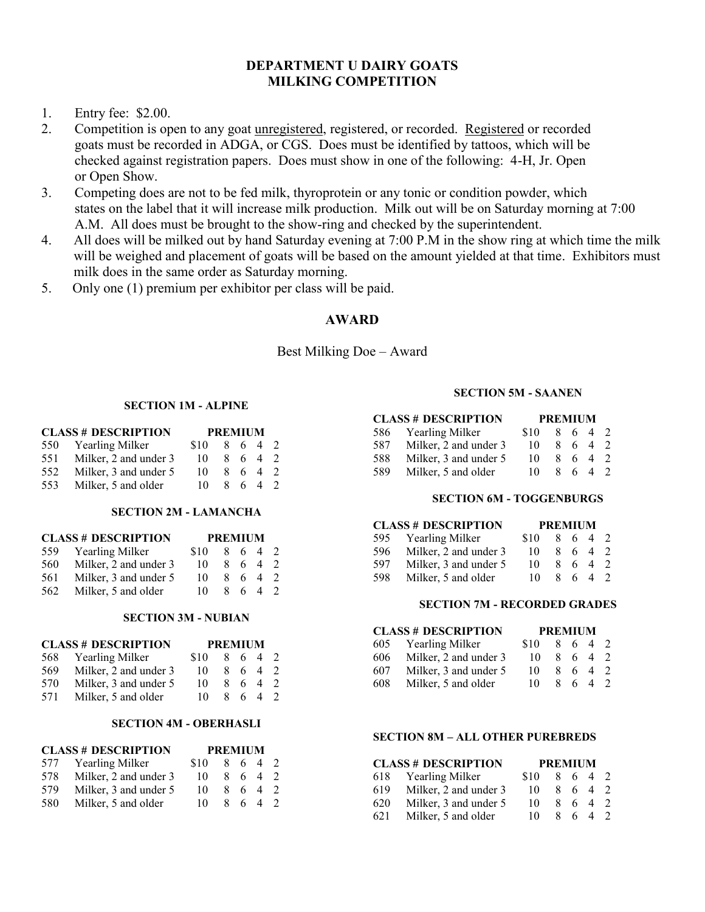# DEPARTMENT U DAIRY GOATS
# MILKING COMPETITION

1. Entry fee: $2.00.
2. Competition is open to any goat unregistered, registered, or recorded. Registered or recorded goats must be recorded in ADGA, or CGS. Does must be identified by tattoos, which will be checked against registration papers. Does must show in one of the following: 4-H, Jr. Open or Open Show.
3. Competing does are not to be fed milk, thyroprotein or any tonic or condition powder, which states on the label that it will increase milk production. Milk out will be on Saturday morning at 7:00 A.M. All does must be brought to the show-ring and checked by the superintendent.
4. All does will be milked out by hand Saturday evening at 7:00 P.M in the show ring at which time the milk will be weighed and placement of goats will be based on the amount yielded at that time. Exhibitors must milk does in the same order as Saturday morning.
5. Only one (1) premium per exhibitor per class will be paid.

## AWARD

Best Milking Doe – Award

### SECTION 1M - ALPINE

| CLASS # | DESCRIPTION | PREMIUM | | | | |
|---|---|---|---|---|---|---|
| 550 | Yearling Milker | $10 | 8 | 6 | 4 | 2 |
| 551 | Milker, 2 and under 3 | 10 | 8 | 6 | 4 | 2 |
| 552 | Milker, 3 and under 5 | 10 | 8 | 6 | 4 | 2 |
| 553 | Milker, 5 and older | 10 | 8 | 6 | 4 | 2 |

### SECTION 2M - LAMANCHA

| CLASS # | DESCRIPTION | PREMIUM | | | | |
|---|---|---|---|---|---|---|
| 559 | Yearling Milker | $10 | 8 | 6 | 4 | 2 |
| 560 | Milker, 2 and under 3 | 10 | 8 | 6 | 4 | 2 |
| 561 | Milker, 3 and under 5 | 10 | 8 | 6 | 4 | 2 |
| 562 | Milker, 5 and older | 10 | 8 | 6 | 4 | 2 |

### SECTION 3M - NUBIAN

| CLASS # | DESCRIPTION | PREMIUM | | | | |
|---|---|---|---|---|---|---|
| 568 | Yearling Milker | $10 | 8 | 6 | 4 | 2 |
| 569 | Milker, 2 and under 3 | 10 | 8 | 6 | 4 | 2 |
| 570 | Milker, 3 and under 5 | 10 | 8 | 6 | 4 | 2 |
| 571 | Milker, 5 and older | 10 | 8 | 6 | 4 | 2 |

### SECTION 4M - OBERHASLI

| CLASS # | DESCRIPTION | PREMIUM | | | | |
|---|---|---|---|---|---|---|
| 577 | Yearling Milker | $10 | 8 | 6 | 4 | 2 |
| 578 | Milker, 2 and under 3 | 10 | 8 | 6 | 4 | 2 |
| 579 | Milker, 3 and under 5 | 10 | 8 | 6 | 4 | 2 |
| 580 | Milker, 5 and older | 10 | 8 | 6 | 4 | 2 |

### SECTION 5M - SAANEN

| CLASS # | DESCRIPTION | PREMIUM | | | | |
|---|---|---|---|---|---|---|
| 586 | Yearling Milker | $10 | 8 | 6 | 4 | 2 |
| 587 | Milker, 2 and under 3 | 10 | 8 | 6 | 4 | 2 |
| 588 | Milker, 3 and under 5 | 10 | 8 | 6 | 4 | 2 |
| 589 | Milker, 5 and older | 10 | 8 | 6 | 4 | 2 |

### SECTION 6M - TOGGENBURGS

| CLASS # | DESCRIPTION | PREMIUM | | | | |
|---|---|---|---|---|---|---|
| 595 | Yearling Milker | $10 | 8 | 6 | 4 | 2 |
| 596 | Milker, 2 and under 3 | 10 | 8 | 6 | 4 | 2 |
| 597 | Milker, 3 and under 5 | 10 | 8 | 6 | 4 | 2 |
| 598 | Milker, 5 and older | 10 | 8 | 6 | 4 | 2 |

### SECTION 7M - RECORDED GRADES

| CLASS # | DESCRIPTION | PREMIUM | | | | |
|---|---|---|---|---|---|---|
| 605 | Yearling Milker | $10 | 8 | 6 | 4 | 2 |
| 606 | Milker, 2 and under 3 | 10 | 8 | 6 | 4 | 2 |
| 607 | Milker, 3 and under 5 | 10 | 8 | 6 | 4 | 2 |
| 608 | Milker, 5 and older | 10 | 8 | 6 | 4 | 2 |

### SECTION 8M – ALL OTHER PUREBREDS

| CLASS # | DESCRIPTION | PREMIUM | | | | |
|---|---|---|---|---|---|---|
| 618 | Yearling Milker | $10 | 8 | 6 | 4 | 2 |
| 619 | Milker, 2 and under 3 | 10 | 8 | 6 | 4 | 2 |
| 620 | Milker, 3 and under 5 | 10 | 8 | 6 | 4 | 2 |
| 621 | Milker, 5 and older | 10 | 8 | 6 | 4 | 2 |